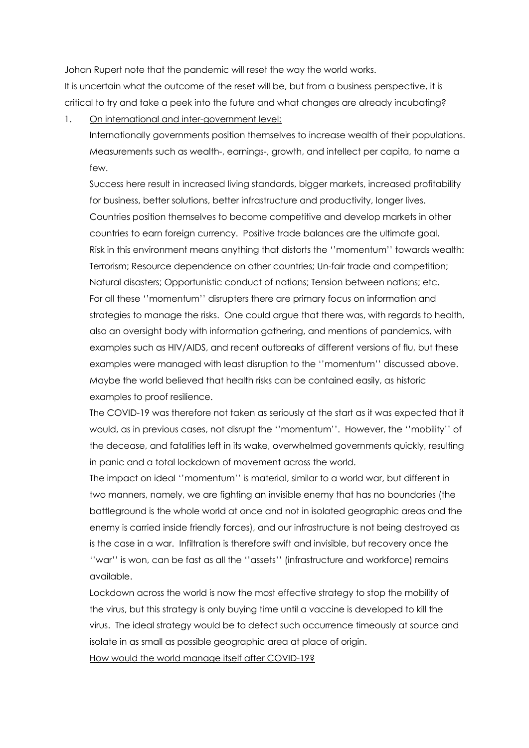Johan Rupert note that the pandemic will reset the way the world works.

It is uncertain what the outcome of the reset will be, but from a business perspective, it is critical to try and take a peek into the future and what changes are already incubating?

1. <u>On international and inter-government level:</u>

   Internationally governments position themselves to increase wealth of their populations. Measurements such as wealth-, earnings-, growth, and intellect per capita, to name a few.

   Success here result in increased living standards, bigger markets, increased profitability for business, better solutions, better infrastructure and productivity, longer lives.

   Countries position themselves to become competitive and develop markets in other countries to earn foreign currency. Positive trade balances are the ultimate goal.

   Risk in this environment means anything that distorts the ''momentum'' towards wealth: Terrorism; Resource dependence on other countries; Un-fair trade and competition; Natural disasters; Opportunistic conduct of nations; Tension between nations; etc.

   For all these ''momentum'' disrupters there are primary focus on information and strategies to manage the risks. One could argue that there was, with regards to health, also an oversight body with information gathering, and mentions of pandemics, with examples such as HIV/AIDS, and recent outbreaks of different versions of flu, but these examples were managed with least disruption to the ''momentum'' discussed above. Maybe the world believed that health risks can be contained easily, as historic examples to proof resilience.

   The COVID-19 was therefore not taken as seriously at the start as it was expected that it would, as in previous cases, not disrupt the ''momentum''. However, the ''mobility'' of the decease, and fatalities left in its wake, overwhelmed governments quickly, resulting in panic and a total lockdown of movement across the world.

   The impact on ideal ''momentum'' is material, similar to a world war, but different in two manners, namely, we are fighting an invisible enemy that has no boundaries (the battleground is the whole world at once and not in isolated geographic areas and the enemy is carried inside friendly forces), and our infrastructure is not being destroyed as is the case in a war. Infiltration is therefore swift and invisible, but recovery once the ''war'' is won, can be fast as all the ''assets'' (infrastructure and workforce) remains available.

   Lockdown across the world is now the most effective strategy to stop the mobility of the virus, but this strategy is only buying time until a vaccine is developed to kill the virus. The ideal strategy would be to detect such occurrence timeously at source and isolate in as small as possible geographic area at place of origin.

   <u>How would the world manage itself after COVID-19?</u>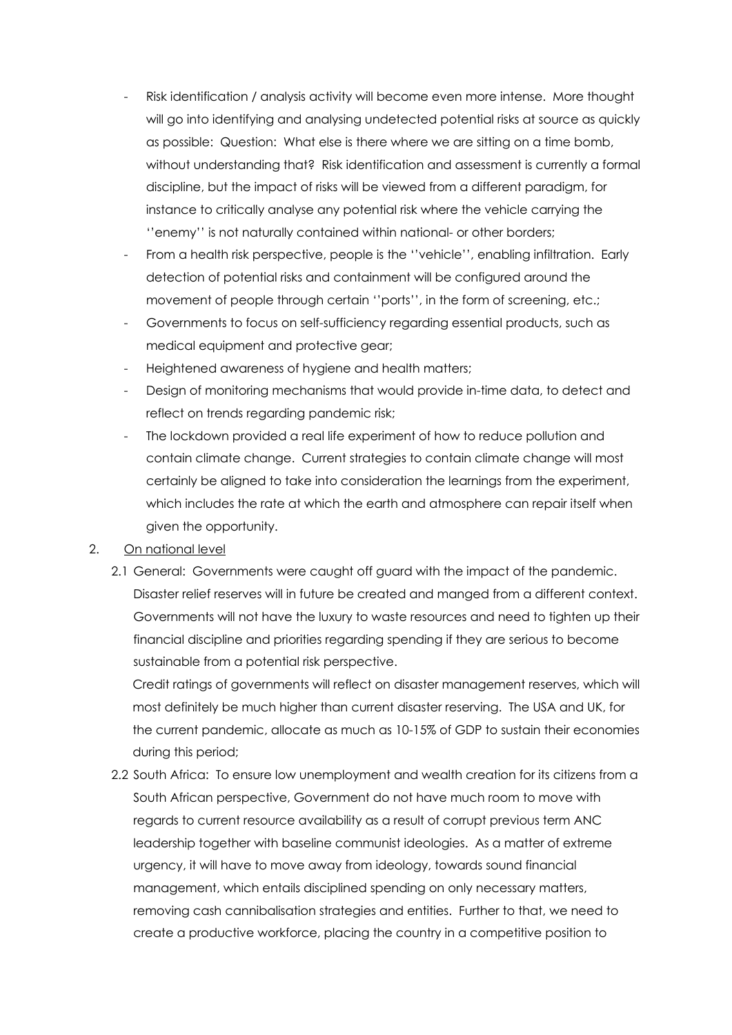- Risk identification / analysis activity will become even more intense. More thought will go into identifying and analysing undetected potential risks at source as quickly as possible: Question: What else is there where we are sitting on a time bomb, without understanding that? Risk identification and assessment is currently a formal discipline, but the impact of risks will be viewed from a different paradigm, for instance to critically analyse any potential risk where the vehicle carrying the ''enemy'' is not naturally contained within national- or other borders;
- From a health risk perspective, people is the ''vehicle'', enabling infiltration. Early detection of potential risks and containment will be configured around the movement of people through certain ''ports'', in the form of screening, etc.;
- Governments to focus on self-sufficiency regarding essential products, such as medical equipment and protective gear;
- Heightened awareness of hygiene and health matters;
- Design of monitoring mechanisms that would provide in-time data, to detect and reflect on trends regarding pandemic risk;
- The lockdown provided a real life experiment of how to reduce pollution and contain climate change. Current strategies to contain climate change will most certainly be aligned to take into consideration the learnings from the experiment, which includes the rate at which the earth and atmosphere can repair itself when given the opportunity.

2. <u>On national level</u>

   2.1 General: Governments were caught off guard with the impact of the pandemic. Disaster relief reserves will in future be created and manged from a different context. Governments will not have the luxury to waste resources and need to tighten up their financial discipline and priorities regarding spending if they are serious to become sustainable from a potential risk perspective.

   Credit ratings of governments will reflect on disaster management reserves, which will most definitely be much higher than current disaster reserving. The USA and UK, for the current pandemic, allocate as much as 10-15% of GDP to sustain their economies during this period;

   2.2 South Africa: To ensure low unemployment and wealth creation for its citizens from a South African perspective, Government do not have much room to move with regards to current resource availability as a result of corrupt previous term ANC leadership together with baseline communist ideologies. As a matter of extreme urgency, it will have to move away from ideology, towards sound financial management, which entails disciplined spending on only necessary matters, removing cash cannibalisation strategies and entities. Further to that, we need to create a productive workforce, placing the country in a competitive position to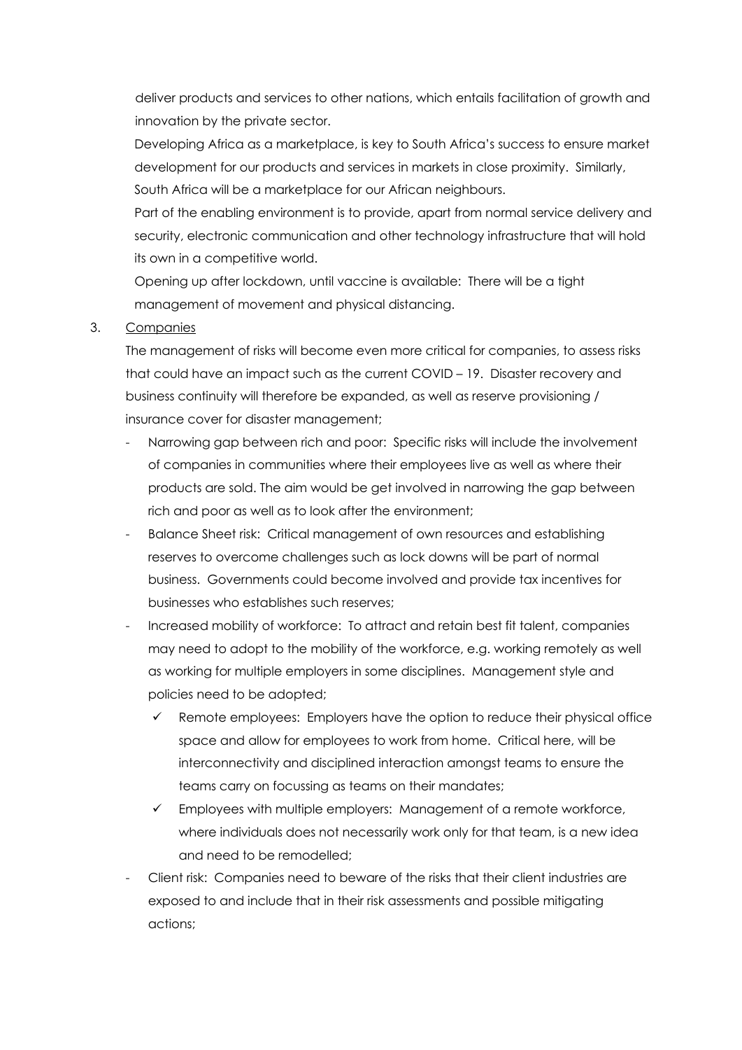deliver products and services to other nations, which entails facilitation of growth and innovation by the private sector.

Developing Africa as a marketplace, is key to South Africa's success to ensure market development for our products and services in markets in close proximity. Similarly, South Africa will be a marketplace for our African neighbours.

Part of the enabling environment is to provide, apart from normal service delivery and security, electronic communication and other technology infrastructure that will hold its own in a competitive world.

Opening up after lockdown, until vaccine is available: There will be a tight management of movement and physical distancing.

3. Companies

The management of risks will become even more critical for companies, to assess risks that could have an impact such as the current COVID – 19. Disaster recovery and business continuity will therefore be expanded, as well as reserve provisioning / insurance cover for disaster management;

- Narrowing gap between rich and poor: Specific risks will include the involvement of companies in communities where their employees live as well as where their products are sold. The aim would be get involved in narrowing the gap between rich and poor as well as to look after the environment;
- Balance Sheet risk: Critical management of own resources and establishing reserves to overcome challenges such as lock downs will be part of normal business. Governments could become involved and provide tax incentives for businesses who establishes such reserves;
- Increased mobility of workforce: To attract and retain best fit talent, companies may need to adopt to the mobility of the workforce, e.g. working remotely as well as working for multiple employers in some disciplines. Management style and policies need to be adopted;
  - ✓ Remote employees: Employers have the option to reduce their physical office space and allow for employees to work from home. Critical here, will be interconnectivity and disciplined interaction amongst teams to ensure the teams carry on focussing as teams on their mandates;
  - ✓ Employees with multiple employers: Management of a remote workforce, where individuals does not necessarily work only for that team, is a new idea and need to be remodelled;
- Client risk: Companies need to beware of the risks that their client industries are exposed to and include that in their risk assessments and possible mitigating actions;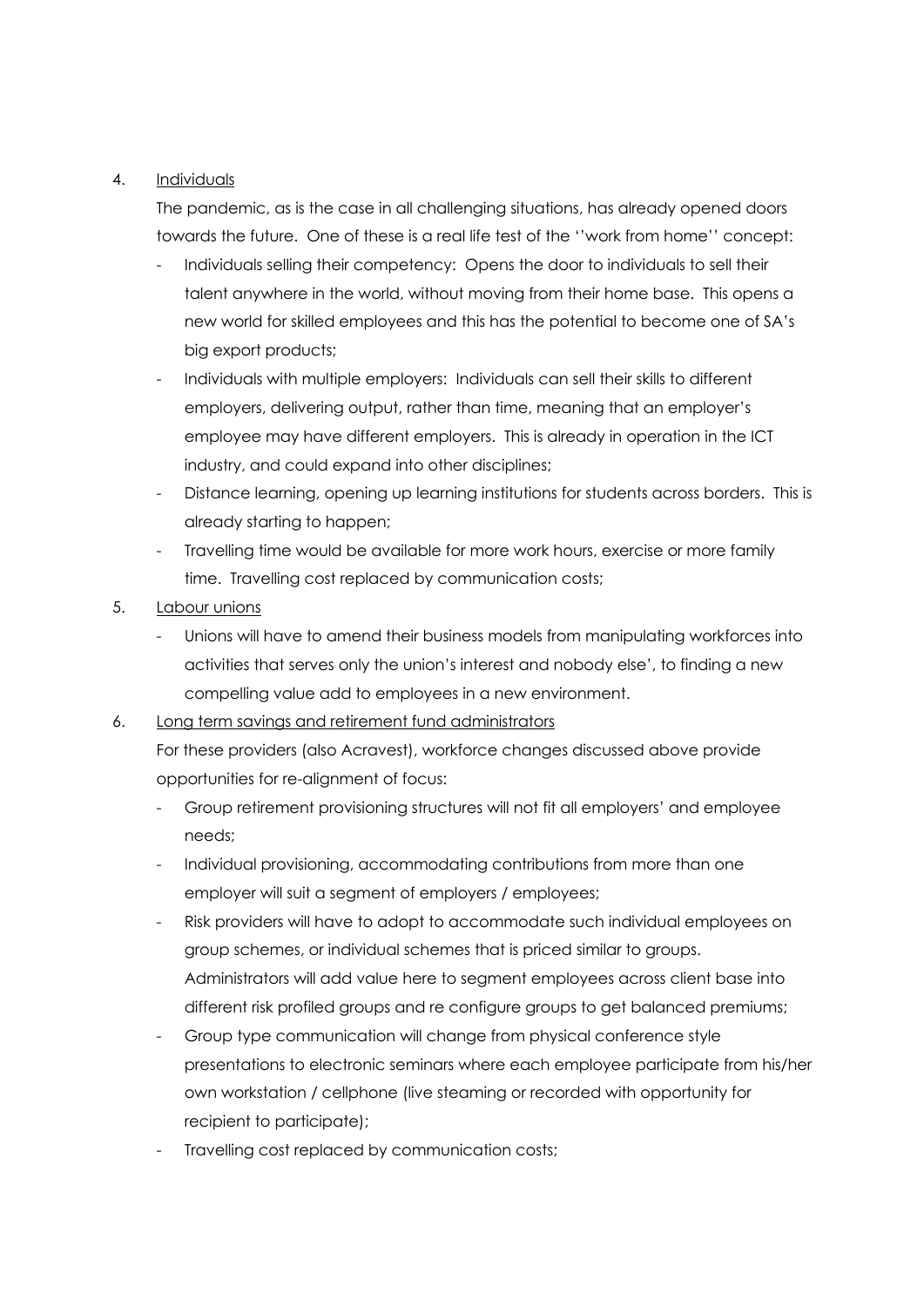4. <u>Individuals</u>

   The pandemic, as is the case in all challenging situations, has already opened doors towards the future. One of these is a real life test of the ''work from home'' concept:

   - Individuals selling their competency: Opens the door to individuals to sell their talent anywhere in the world, without moving from their home base. This opens a new world for skilled employees and this has the potential to become one of SA's big export products;
   - Individuals with multiple employers: Individuals can sell their skills to different employers, delivering output, rather than time, meaning that an employer's employee may have different employers. This is already in operation in the ICT industry, and could expand into other disciplines;
   - Distance learning, opening up learning institutions for students across borders. This is already starting to happen;
   - Travelling time would be available for more work hours, exercise or more family time. Travelling cost replaced by communication costs;

5. <u>Labour unions</u>

   - Unions will have to amend their business models from manipulating workforces into activities that serves only the union's interest and nobody else', to finding a new compelling value add to employees in a new environment.

6. <u>Long term savings and retirement fund administrators</u>

   For these providers (also Acravest), workforce changes discussed above provide opportunities for re-alignment of focus:

   - Group retirement provisioning structures will not fit all employers' and employee needs;
   - Individual provisioning, accommodating contributions from more than one employer will suit a segment of employers / employees;
   - Risk providers will have to adopt to accommodate such individual employees on group schemes, or individual schemes that is priced similar to groups. Administrators will add value here to segment employees across client base into different risk profiled groups and re configure groups to get balanced premiums;
   - Group type communication will change from physical conference style presentations to electronic seminars where each employee participate from his/her own workstation / cellphone (live steaming or recorded with opportunity for recipient to participate);
   - Travelling cost replaced by communication costs;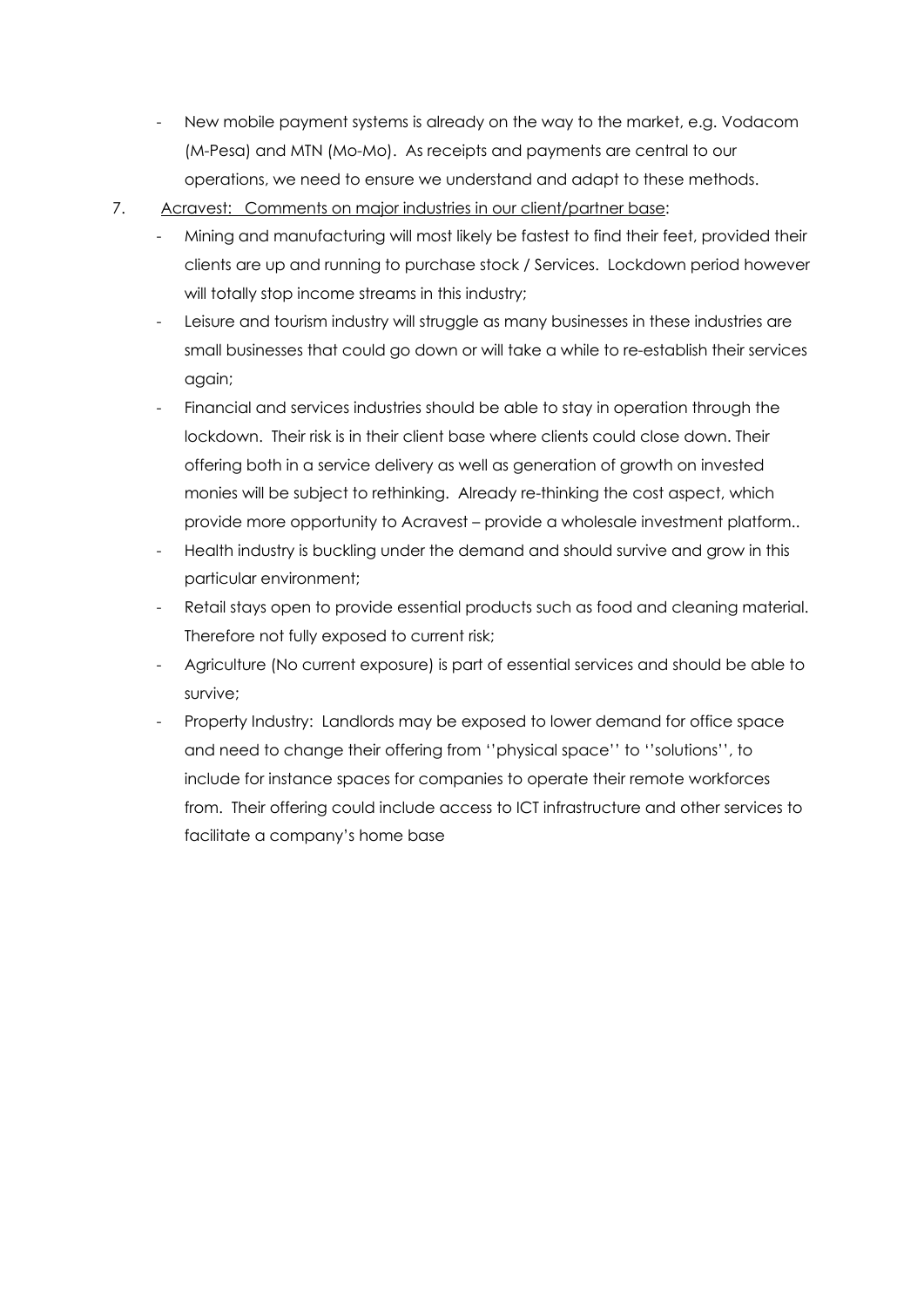- New mobile payment systems is already on the way to the market, e.g. Vodacom (M-Pesa) and MTN (Mo-Mo). As receipts and payments are central to our operations, we need to ensure we understand and adapt to these methods.

7. Acravest: Comments on major industries in our client/partner base:
   - Mining and manufacturing will most likely be fastest to find their feet, provided their clients are up and running to purchase stock / Services. Lockdown period however will totally stop income streams in this industry;
   - Leisure and tourism industry will struggle as many businesses in these industries are small businesses that could go down or will take a while to re-establish their services again;
   - Financial and services industries should be able to stay in operation through the lockdown. Their risk is in their client base where clients could close down. Their offering both in a service delivery as well as generation of growth on invested monies will be subject to rethinking. Already re-thinking the cost aspect, which provide more opportunity to Acravest – provide a wholesale investment platform..
   - Health industry is buckling under the demand and should survive and grow in this particular environment;
   - Retail stays open to provide essential products such as food and cleaning material. Therefore not fully exposed to current risk;
   - Agriculture (No current exposure) is part of essential services and should be able to survive;
   - Property Industry: Landlords may be exposed to lower demand for office space and need to change their offering from ''physical space'' to ''solutions'', to include for instance spaces for companies to operate their remote workforces from. Their offering could include access to ICT infrastructure and other services to facilitate a company's home base